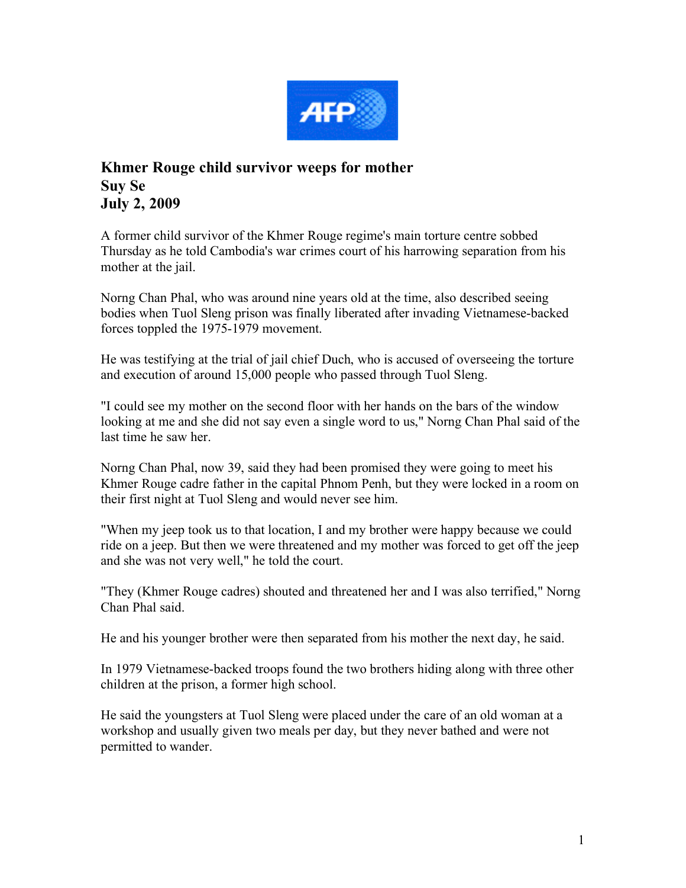**AFP**

# Khmer Rouge child survivor weeps for mother

**Suy Se**
**July 2, 2009**

A former child survivor of the Khmer Rouge regime's main torture centre sobbed Thursday as he told Cambodia's war crimes court of his harrowing separation from his mother at the jail.

Norng Chan Phal, who was around nine years old at the time, also described seeing bodies when Tuol Sleng prison was finally liberated after invading Vietnamese-backed forces toppled the 1975-1979 movement.

He was testifying at the trial of jail chief Duch, who is accused of overseeing the torture and execution of around 15,000 people who passed through Tuol Sleng.

"I could see my mother on the second floor with her hands on the bars of the window looking at me and she did not say even a single word to us," Norng Chan Phal said of the last time he saw her.

Norng Chan Phal, now 39, said they had been promised they were going to meet his Khmer Rouge cadre father in the capital Phnom Penh, but they were locked in a room on their first night at Tuol Sleng and would never see him.

"When my jeep took us to that location, I and my brother were happy because we could ride on a jeep. But then we were threatened and my mother was forced to get off the jeep and she was not very well," he told the court.

"They (Khmer Rouge cadres) shouted and threatened her and I was also terrified," Norng Chan Phal said.

He and his younger brother were then separated from his mother the next day, he said.

In 1979 Vietnamese-backed troops found the two brothers hiding along with three other children at the prison, a former high school.

He said the youngsters at Tuol Sleng were placed under the care of an old woman at a workshop and usually given two meals per day, but they never bathed and were not permitted to wander.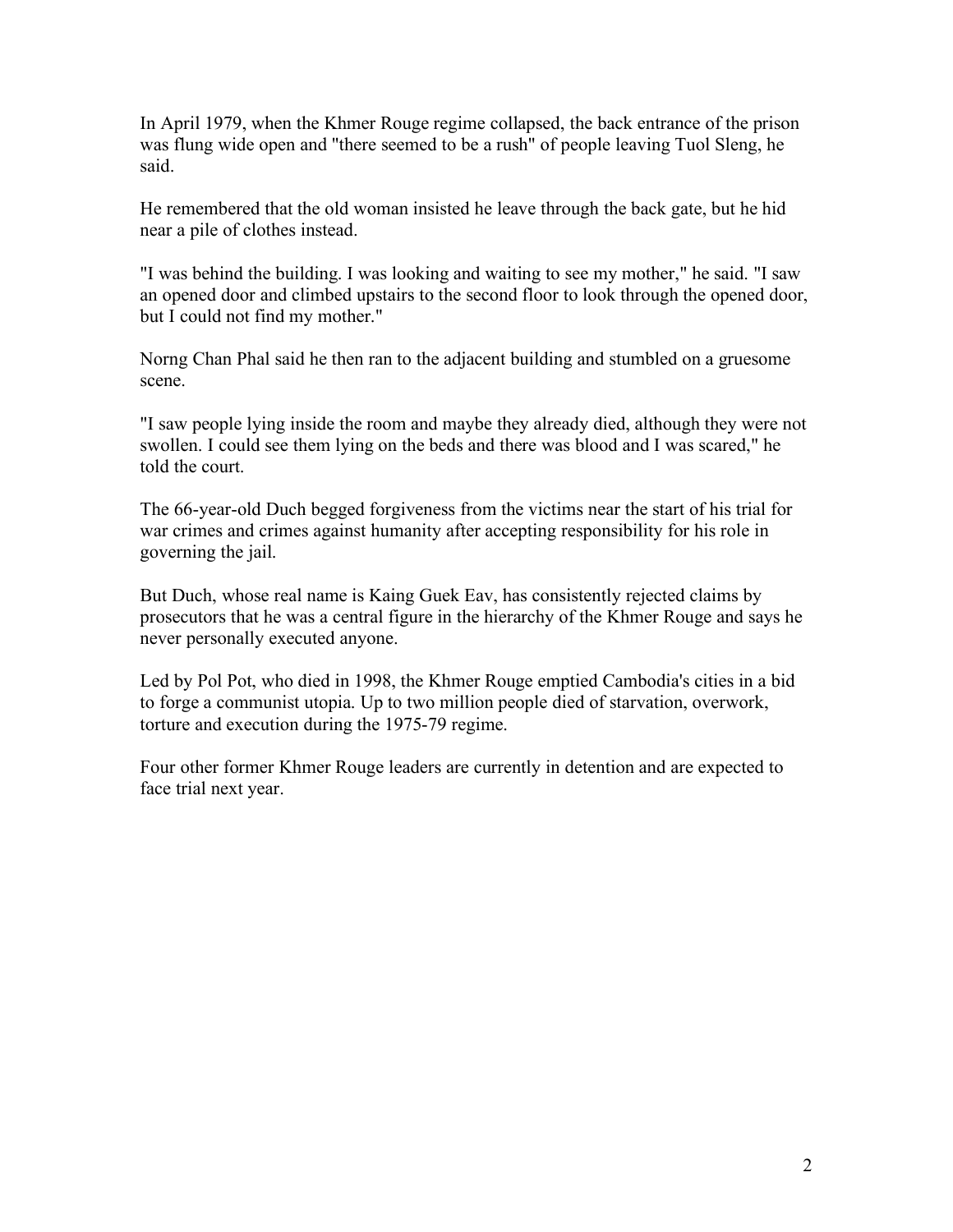In April 1979, when the Khmer Rouge regime collapsed, the back entrance of the prison was flung wide open and "there seemed to be a rush" of people leaving Tuol Sleng, he said.

He remembered that the old woman insisted he leave through the back gate, but he hid near a pile of clothes instead.

"I was behind the building. I was looking and waiting to see my mother," he said. "I saw an opened door and climbed upstairs to the second floor to look through the opened door, but I could not find my mother."

Norng Chan Phal said he then ran to the adjacent building and stumbled on a gruesome scene.

"I saw people lying inside the room and maybe they already died, although they were not swollen. I could see them lying on the beds and there was blood and I was scared," he told the court.

The 66-year-old Duch begged forgiveness from the victims near the start of his trial for war crimes and crimes against humanity after accepting responsibility for his role in governing the jail.

But Duch, whose real name is Kaing Guek Eav, has consistently rejected claims by prosecutors that he was a central figure in the hierarchy of the Khmer Rouge and says he never personally executed anyone.

Led by Pol Pot, who died in 1998, the Khmer Rouge emptied Cambodia's cities in a bid to forge a communist utopia. Up to two million people died of starvation, overwork, torture and execution during the 1975-79 regime.

Four other former Khmer Rouge leaders are currently in detention and are expected to face trial next year.